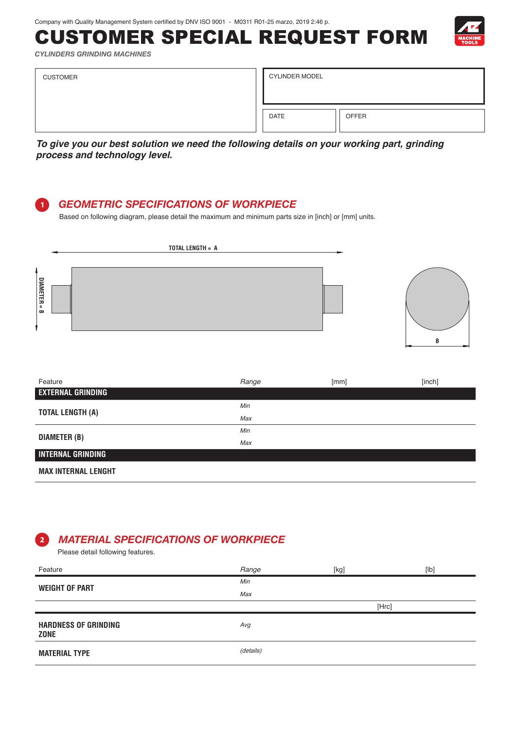Company with Quality Management System certified by DNV ISO 9001 - M0311 R01-25 marzo, 2019 2:46 p.

# CUSTOMER SPECIAL REQUEST FORM

*CYLINDERS GRINDING MACHINES*

MACHINE TOOLS

| CUSTOMER | CYLINDER MODEL | |
|---|---|---|
| | DATE | OFFER |

***To give you our best solution we need the following details on your working part, grinding process and technology level.***

## 1 GEOMETRIC SPECIFICATIONS OF WORKPIECE

Based on following diagram, please detail the maximum and minimum parts size in [inch] or [mm] units.

TOTAL LENGTH = A

DIAMETER = B

B

| Feature | *Range* | [mm] | [inch] |
|---|---|---|---|
| **EXTERNAL GRINDING** | | | |
| **TOTAL LENGTH (A)** | *Min* | | |
| | *Max* | | |
| **DIAMETER (B)** | *Min* | | |
| | *Max* | | |
| **INTERNAL GRINDING** | | | |
| **MAX INTERNAL LENGHT** | | | |

## 2 MATERIAL SPECIFICATIONS OF WORKPIECE

Please detail following features.

| Feature | *Range* | [kg] | [lb] |
|---|---|---|---|
| **WEIGHT OF PART** | *Min* | | |
| | *Max* | | |
| | | [Hrc] | |
| **HARDNESS OF GRINDING ZONE** | *Avg* | | |
| **MATERIAL TYPE** | *(details)* | | |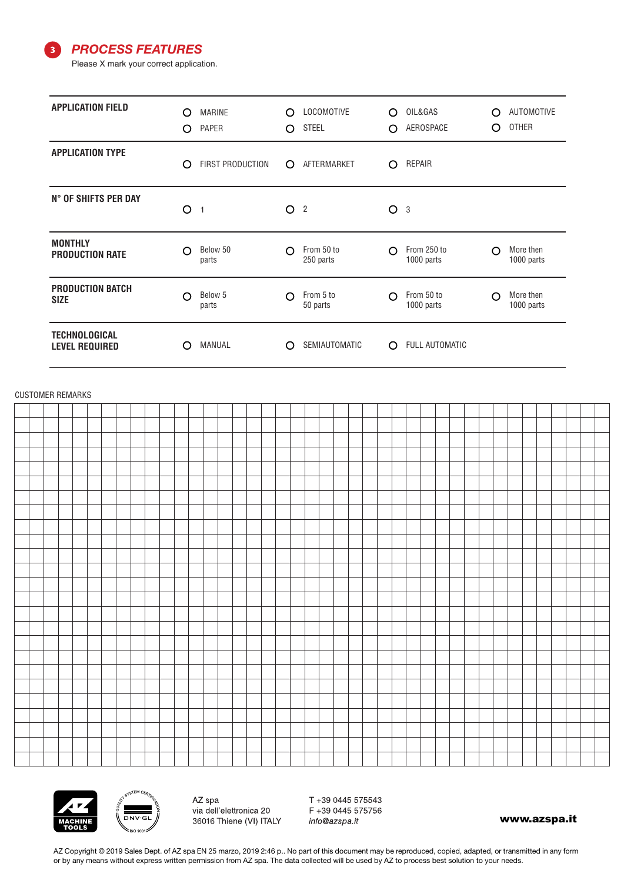## 3 *PROCESS FEATURES*

Please X mark your correct application.

| | | | | |
|---|---|---|---|---|
| **APPLICATION FIELD** | O MARINE<br>O PAPER | O LOCOMOTIVE<br>O STEEL | O OIL&GAS<br>O AEROSPACE | O AUTOMOTIVE<br>O OTHER |
| **APPLICATION TYPE** | O FIRST PRODUCTION | O AFTERMARKET | O REPAIR | |
| **N° OF SHIFTS PER DAY** | O 1 | O 2 | O 3 | |
| **MONTHLY PRODUCTION RATE** | O Below 50 parts | O From 50 to 250 parts | O From 250 to 1000 parts | O More then 1000 parts |
| **PRODUCTION BATCH SIZE** | O Below 5 parts | O From 5 to 50 parts | O From 50 to 1000 parts | O More then 1000 parts |
| **TECHNOLOGICAL LEVEL REQUIRED** | O MANUAL | O SEMIAUTOMATIC | O FULL AUTOMATIC | |

CUSTOMER REMARKS

AZ spa
via dell'elettronica 20
36016 Thiene (VI) ITALY

T +39 0445 575543
F +39 0445 575756
*info@azspa.it*

**www.azspa.it**

AZ Copyright © 2019 Sales Dept. of AZ spa EN 25 marzo, 2019 2:46 p.. No part of this document may be reproduced, copied, adapted, or transmitted in any form or by any means without express written permission from AZ spa. The data collected will be used by AZ to process best solution to your needs.